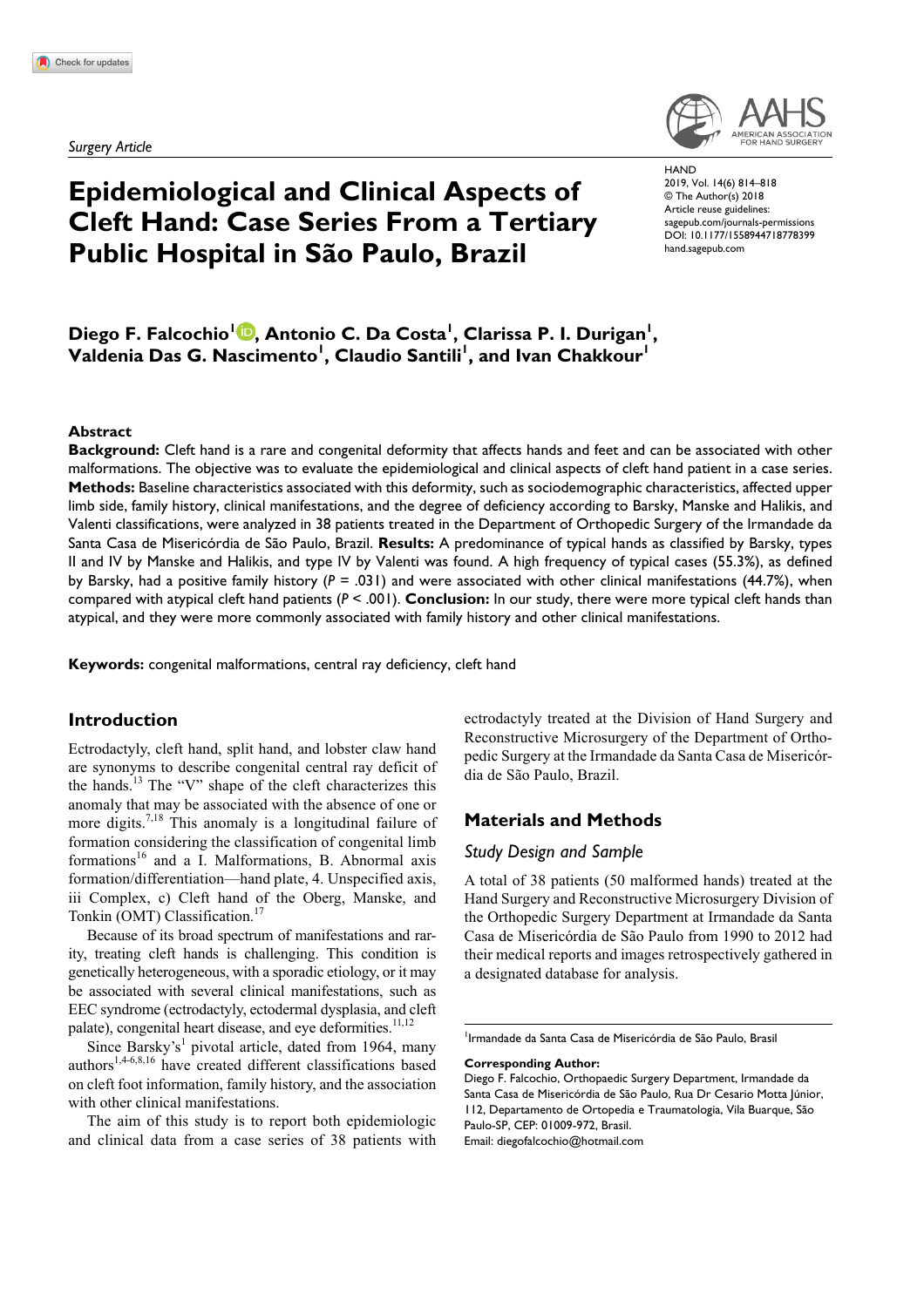*Surgery Article*

# Epidemiological and Clinical Aspects of Cleft Hand: Case Series From a Tertiary Public Hospital in São Paulo, Brazil

HAND
2019, Vol. 14(6) 814–818
© The Author(s) 2018
Article reuse guidelines: sagepub.com/journals-permissions
DOI: 10.1177/1558944718778399
hand.sagepub.com

**Diego F. Falcochio[1], Antonio C. Da Costa[1], Clarissa P. I. Durigan[1], Valdenia Das G. Nascimento[1], Claudio Santili[1], and Ivan Chakkour[1]**

## Abstract

**Background:** Cleft hand is a rare and congenital deformity that affects hands and feet and can be associated with other malformations. The objective was to evaluate the epidemiological and clinical aspects of cleft hand patient in a case series. **Methods:** Baseline characteristics associated with this deformity, such as sociodemographic characteristics, affected upper limb side, family history, clinical manifestations, and the degree of deficiency according to Barsky, Manske and Halikis, and Valenti classifications, were analyzed in 38 patients treated in the Department of Orthopedic Surgery of the Irmandade da Santa Casa de Misericórdia de São Paulo, Brazil. **Results:** A predominance of typical hands as classified by Barsky, types II and IV by Manske and Halikis, and type IV by Valenti was found. A high frequency of typical cases (55.3%), as defined by Barsky, had a positive family history ($P$ = .031) and were associated with other clinical manifestations (44.7%), when compared with atypical cleft hand patients ($P$ < .001). **Conclusion:** In our study, there were more typical cleft hands than atypical, and they were more commonly associated with family history and other clinical manifestations.

**Keywords:** congenital malformations, central ray deficiency, cleft hand

## Introduction

Ectrodactyly, cleft hand, split hand, and lobster claw hand are synonyms to describe congenital central ray deficit of the hands.[13] The "V" shape of the cleft characterizes this anomaly that may be associated with the absence of one or more digits.[7,18] This anomaly is a longitudinal failure of formation considering the classification of congenital limb formations[16] and a I. Malformations, B. Abnormal axis formation/differentiation—hand plate, 4. Unspecified axis, iii Complex, c) Cleft hand of the Oberg, Manske, and Tonkin (OMT) Classification.[17]

Because of its broad spectrum of manifestations and rarity, treating cleft hands is challenging. This condition is genetically heterogeneous, with a sporadic etiology, or it may be associated with several clinical manifestations, such as EEC syndrome (ectrodactyly, ectodermal dysplasia, and cleft palate), congenital heart disease, and eye deformities.[11,12]

Since Barsky's[1] pivotal article, dated from 1964, many authors[1,4-6,8,16] have created different classifications based on cleft foot information, family history, and the association with other clinical manifestations.

The aim of this study is to report both epidemiologic and clinical data from a case series of 38 patients with ectrodactyly treated at the Division of Hand Surgery and Reconstructive Microsurgery of the Department of Orthopedic Surgery at the Irmandade da Santa Casa de Misericórdia de São Paulo, Brazil.

## Materials and Methods

### Study Design and Sample

A total of 38 patients (50 malformed hands) treated at the Hand Surgery and Reconstructive Microsurgery Division of the Orthopedic Surgery Department at Irmandade da Santa Casa de Misericórdia de São Paulo from 1990 to 2012 had their medical reports and images retrospectively gathered in a designated database for analysis.

[1]Irmandade da Santa Casa de Misericórdia de São Paulo, Brasil

**Corresponding Author:**
Diego F. Falcochio, Orthopaedic Surgery Department, Irmandade da Santa Casa de Misericórdia de São Paulo, Rua Dr Cesario Motta Júnior, 112, Departamento de Ortopedia e Traumatologia, Vila Buarque, São Paulo-SP, CEP: 01009-972, Brasil.
Email: diegofalcochio@hotmail.com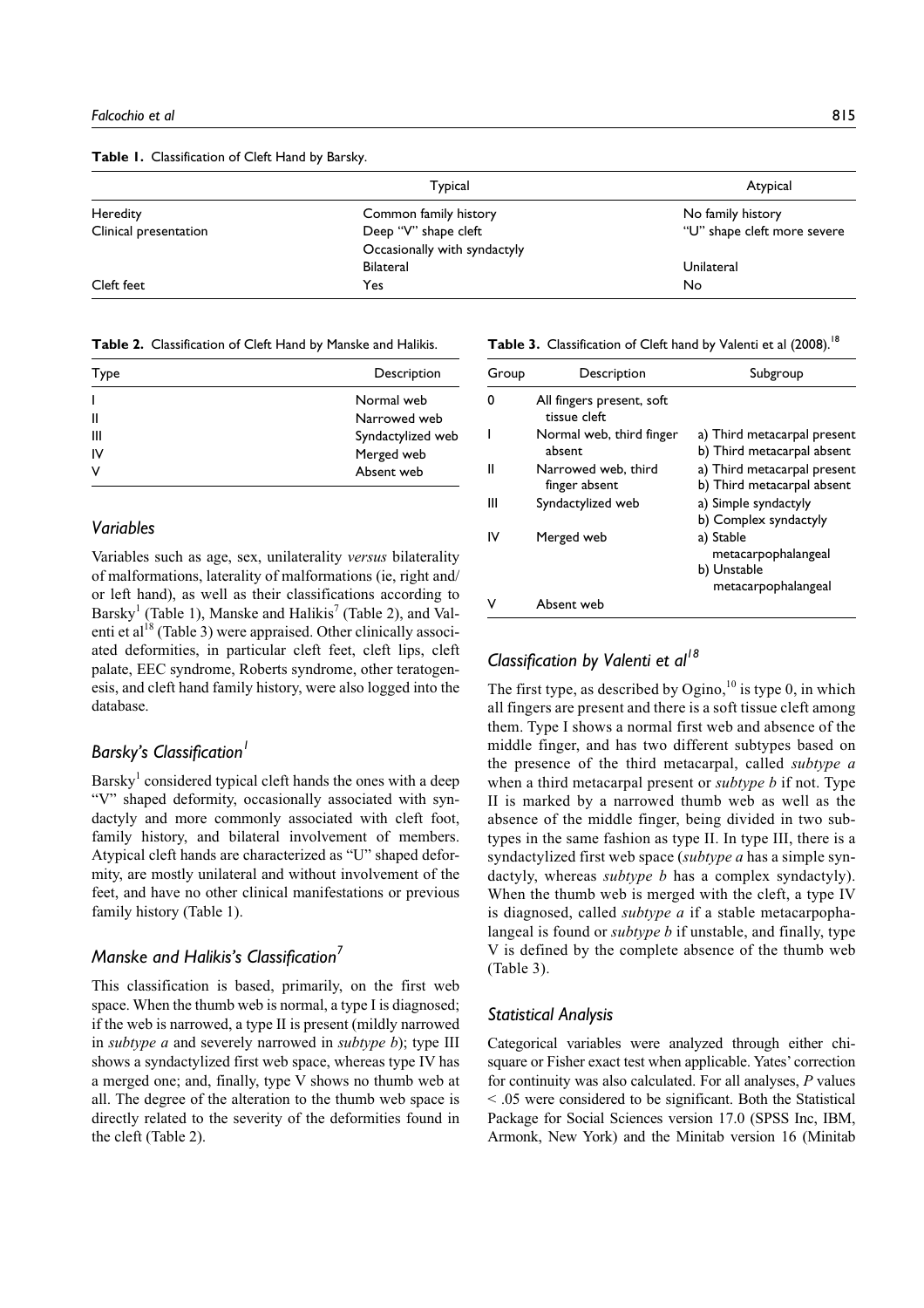**Table 1.** Classification of Cleft Hand by Barsky.

| | Typical | Atypical |
|---|---|---|
| Heredity | Common family history | No family history |
| Clinical presentation | Deep "V" shape cleft | "U" shape cleft more severe |
| | Occasionally with syndactyly | |
| | Bilateral | Unilateral |
| Cleft feet | Yes | No |

**Table 2.** Classification of Cleft Hand by Manske and Halikis.

| Type | Description |
|---|---|
| I | Normal web |
| II | Narrowed web |
| III | Syndactylized web |
| IV | Merged web |
| V | Absent web |

## *Variables*

Variables such as age, sex, unilaterality *versus* bilaterality of malformations, laterality of malformations (ie, right and/or left hand), as well as their classifications according to Barsky[1] (Table 1), Manske and Halikis[7] (Table 2), and Valenti et al[18] (Table 3) were appraised. Other clinically associated deformities, in particular cleft feet, cleft lips, cleft palate, EEC syndrome, Roberts syndrome, other teratogenesis, and cleft hand family history, were also logged into the database.

## *Barsky's Classification[1]*

Barsky[1] considered typical cleft hands the ones with a deep "V" shaped deformity, occasionally associated with syndactyly and more commonly associated with cleft foot, family history, and bilateral involvement of members. Atypical cleft hands are characterized as "U" shaped deformity, are mostly unilateral and without involvement of the feet, and have no other clinical manifestations or previous family history (Table 1).

## *Manske and Halikis's Classification[7]*

This classification is based, primarily, on the first web space. When the thumb web is normal, a type I is diagnosed; if the web is narrowed, a type II is present (mildly narrowed in *subtype a* and severely narrowed in *subtype b*); type III shows a syndactylized first web space, whereas type IV has a merged one; and, finally, type V shows no thumb web at all. The degree of the alteration to the thumb web space is directly related to the severity of the deformities found in the cleft (Table 2).

**Table 3.** Classification of Cleft hand by Valenti et al (2008).[18]

| Group | Description | Subgroup |
|---|---|---|
| 0 | All fingers present, soft tissue cleft | |
| I | Normal web, third finger absent | a) Third metacarpal present<br>b) Third metacarpal absent |
| II | Narrowed web, third finger absent | a) Third metacarpal present<br>b) Third metacarpal absent |
| III | Syndactylized web | a) Simple syndactyly<br>b) Complex syndactyly |
| IV | Merged web | a) Stable metacarpophalangeal<br>b) Unstable metacarpophalangeal |
| V | Absent web | |

## *Classification by Valenti et al[18]*

The first type, as described by Ogino,[10] is type 0, in which all fingers are present and there is a soft tissue cleft among them. Type I shows a normal first web and absence of the middle finger, and has two different subtypes based on the presence of the third metacarpal, called *subtype a* when a third metacarpal present or *subtype b* if not. Type II is marked by a narrowed thumb web as well as the absence of the middle finger, being divided in two subtypes in the same fashion as type II. In type III, there is a syndactylized first web space (*subtype a* has a simple syndactyly, whereas *subtype b* has a complex syndactyly). When the thumb web is merged with the cleft, a type IV is diagnosed, called *subtype a* if a stable metacarpophalangeal is found or *subtype b* if unstable, and finally, type V is defined by the complete absence of the thumb web (Table 3).

## *Statistical Analysis*

Categorical variables were analyzed through either chi-square or Fisher exact test when applicable. Yates' correction for continuity was also calculated. For all analyses, $P$ values $< .05$ were considered to be significant. Both the Statistical Package for Social Sciences version 17.0 (SPSS Inc, IBM, Armonk, New York) and the Minitab version 16 (Minitab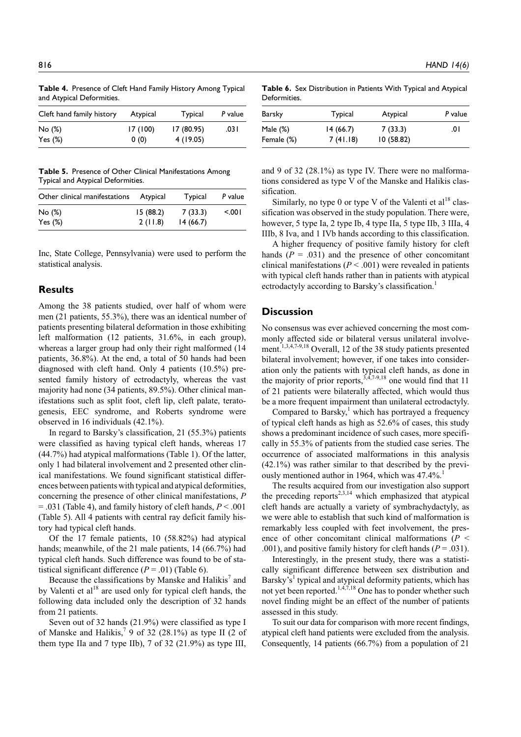**Table 4.** Presence of Cleft Hand Family History Among Typical and Atypical Deformities.

| Cleft hand family history | Atypical | Typical | *P* value |
|---|---|---|---|
| No (%) | 17 (100) | 17 (80.95) | .031 |
| Yes (%) | 0 (0) | 4 (19.05) | |

**Table 5.** Presence of Other Clinical Manifestations Among Typical and Atypical Deformities.

| Other clinical manifestations | Atypical | Typical | *P* value |
|---|---|---|---|
| No (%) | 15 (88.2) | 7 (33.3) | <.001 |
| Yes (%) | 2 (11.8) | 14 (66.7) | |

Inc, State College, Pennsylvania) were used to perform the statistical analysis.

## Results

Among the 38 patients studied, over half of whom were men (21 patients, 55.3%), there was an identical number of patients presenting bilateral deformation in those exhibiting left malformation (12 patients, 31.6%, in each group), whereas a larger group had only their right malformed (14 patients, 36.8%). At the end, a total of 50 hands had been diagnosed with cleft hand. Only 4 patients (10.5%) presented family history of ectrodactyly, whereas the vast majority had none (34 patients, 89.5%). Other clinical manifestations such as split foot, cleft lip, cleft palate, teratogenesis, EEC syndrome, and Roberts syndrome were observed in 16 individuals (42.1%).

In regard to Barsky's classification, 21 (55.3%) patients were classified as having typical cleft hands, whereas 17 (44.7%) had atypical malformations (Table 1). Of the latter, only 1 had bilateral involvement and 2 presented other clinical manifestations. We found significant statistical differences between patients with typical and atypical deformities, concerning the presence of other clinical manifestations, $P = .031$ (Table 4), and family history of cleft hands, $P < .001$ (Table 5). All 4 patients with central ray deficit family history had typical cleft hands.

Of the 17 female patients, 10 (58.82%) had atypical hands; meanwhile, of the 21 male patients, 14 (66.7%) had typical cleft hands. Such difference was found to be of statistical significant difference ($P = .01$) (Table 6).

Because the classifications by Manske and Halikis[7] and by Valenti et al[18] are used only for typical cleft hands, the following data included only the description of 32 hands from 21 patients.

Seven out of 32 hands (21.9%) were classified as type I of Manske and Halikis,[7] 9 of 32 (28.1%) as type II (2 of them type IIa and 7 type IIb), 7 of 32 (21.9%) as type III, and 9 of 32 (28.1%) as type IV. There were no malformations considered as type V of the Manske and Halikis classification.

Similarly, no type 0 or type V of the Valenti et al[18] classification was observed in the study population. There were, however, 5 type Ia, 2 type Ib, 4 type IIa, 5 type IIb, 3 IIIa, 4 IIIb, 8 Iva, and 1 IVb hands according to this classification.

A higher frequency of positive family history for cleft hands ($P = .031$) and the presence of other concomitant clinical manifestations ($P < .001$) were revealed in patients with typical cleft hands rather than in patients with atypical ectrodactyly according to Barsky's classification.[1]

**Table 6.** Sex Distribution in Patients With Typical and Atypical Deformities.

| Barsky | Typical | Atypical | *P* value |
|---|---|---|---|
| Male (%) | 14 (66.7) | 7 (33.3) | .01 |
| Female (%) | 7 (41.18) | 10 (58.82) | |

## Discussion

No consensus was ever achieved concerning the most commonly affected side or bilateral versus unilateral involvement.[1,3,4,7-9,18] Overall, 12 of the 38 study patients presented bilateral involvement; however, if one takes into consideration only the patients with typical cleft hands, as done in the majority of prior reports,[3,4,7-9,18] one would find that 11 of 21 patients were bilaterally affected, which would thus be a more frequent impairment than unilateral ectrodactyly.

Compared to Barsky,[1] which has portrayed a frequency of typical cleft hands as high as 52.6% of cases, this study shows a predominant incidence of such cases, more specifically in 55.3% of patients from the studied case series. The occurrence of associated malformations in this analysis (42.1%) was rather similar to that described by the previously mentioned author in 1964, which was 47.4%.[1]

The results acquired from our investigation also support the preceding reports[2,3,14] which emphasized that atypical cleft hands are actually a variety of symbrachydactyly, as we were able to establish that such kind of malformation is remarkably less coupled with feet involvement, the presence of other concomitant clinical malformations ($P < .001$), and positive family history for cleft hands ($P = .031$).

Interestingly, in the present study, there was a statistically significant difference between sex distribution and Barsky's[1] typical and atypical deformity patients, which has not yet been reported.[1,4,7,18] One has to ponder whether such novel finding might be an effect of the number of patients assessed in this study.

To suit our data for comparison with more recent findings, atypical cleft hand patients were excluded from the analysis. Consequently, 14 patients (66.7%) from a population of 21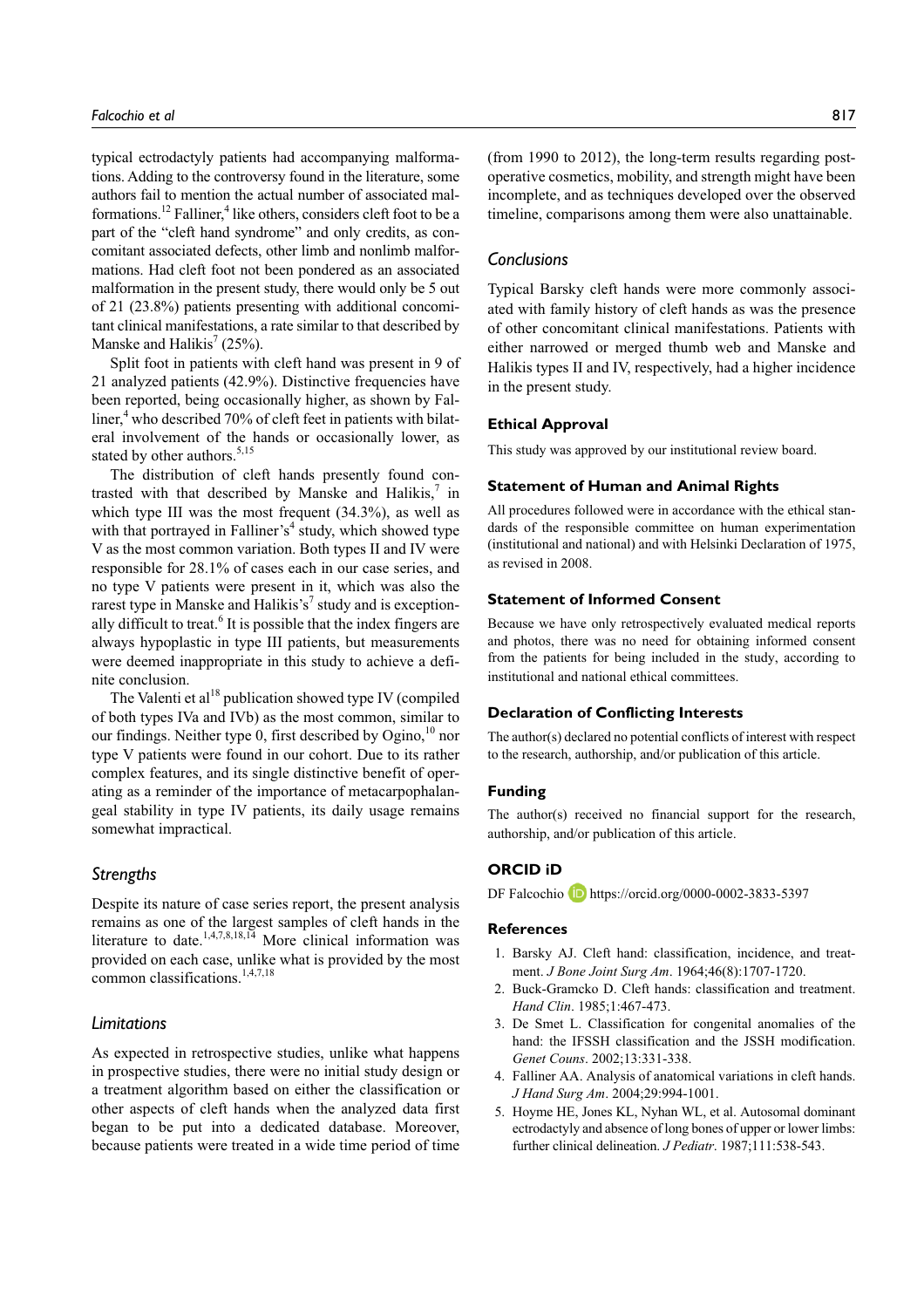typical ectrodactyly patients had accompanying malformations. Adding to the controversy found in the literature, some authors fail to mention the actual number of associated malformations.[12] Falliner,[4] like others, considers cleft foot to be a part of the "cleft hand syndrome" and only credits, as concomitant associated defects, other limb and nonlimb malformations. Had cleft foot not been pondered as an associated malformation in the present study, there would only be 5 out of 21 (23.8%) patients presenting with additional concomitant clinical manifestations, a rate similar to that described by Manske and Halikis[7] (25%).

Split foot in patients with cleft hand was present in 9 of 21 analyzed patients (42.9%). Distinctive frequencies have been reported, being occasionally higher, as shown by Falliner,[4] who described 70% of cleft feet in patients with bilateral involvement of the hands or occasionally lower, as stated by other authors.[5,15]

The distribution of cleft hands presently found contrasted with that described by Manske and Halikis,[7] in which type III was the most frequent (34.3%), as well as with that portrayed in Falliner's[4] study, which showed type V as the most common variation. Both types II and IV were responsible for 28.1% of cases each in our case series, and no type V patients were present in it, which was also the rarest type in Manske and Halikis's[7] study and is exceptionally difficult to treat.[6] It is possible that the index fingers are always hypoplastic in type III patients, but measurements were deemed inappropriate in this study to achieve a definite conclusion.

The Valenti et al[18] publication showed type IV (compiled of both types IVa and IVb) as the most common, similar to our findings. Neither type 0, first described by Ogino,[10] nor type V patients were found in our cohort. Due to its rather complex features, and its single distinctive benefit of operating as a reminder of the importance of metacarpophalangeal stability in type IV patients, its daily usage remains somewhat impractical.

## Strengths

Despite its nature of case series report, the present analysis remains as one of the largest samples of cleft hands in the literature to date.[1,4,7,8,18,14] More clinical information was provided on each case, unlike what is provided by the most common classifications.[1,4,7,18]

## Limitations

As expected in retrospective studies, unlike what happens in prospective studies, there were no initial study design or a treatment algorithm based on either the classification or other aspects of cleft hands when the analyzed data first began to be put into a dedicated database. Moreover, because patients were treated in a wide time period of time (from 1990 to 2012), the long-term results regarding postoperative cosmetics, mobility, and strength might have been incomplete, and as techniques developed over the observed timeline, comparisons among them were also unattainable.

## Conclusions

Typical Barsky cleft hands were more commonly associated with family history of cleft hands as was the presence of other concomitant clinical manifestations. Patients with either narrowed or merged thumb web and Manske and Halikis types II and IV, respectively, had a higher incidence in the present study.

### Ethical Approval

This study was approved by our institutional review board.

### Statement of Human and Animal Rights

All procedures followed were in accordance with the ethical standards of the responsible committee on human experimentation (institutional and national) and with Helsinki Declaration of 1975, as revised in 2008.

### Statement of Informed Consent

Because we have only retrospectively evaluated medical reports and photos, there was no need for obtaining informed consent from the patients for being included in the study, according to institutional and national ethical committees.

### Declaration of Conflicting Interests

The author(s) declared no potential conflicts of interest with respect to the research, authorship, and/or publication of this article.

### Funding

The author(s) received no financial support for the research, authorship, and/or publication of this article.

### ORCID iD

DF Falcochio https://orcid.org/0000-0002-3833-5397

### References

1. Barsky AJ. Cleft hand: classification, incidence, and treatment. *J Bone Joint Surg Am*. 1964;46(8):1707-1720.
2. Buck-Gramcko D. Cleft hands: classification and treatment. *Hand Clin*. 1985;1:467-473.
3. De Smet L. Classification for congenital anomalies of the hand: the IFSSH classification and the JSSH modification. *Genet Couns*. 2002;13:331-338.
4. Falliner AA. Analysis of anatomical variations in cleft hands. *J Hand Surg Am*. 2004;29:994-1001.
5. Hoyme HE, Jones KL, Nyhan WL, et al. Autosomal dominant ectrodactyly and absence of long bones of upper or lower limbs: further clinical delineation. *J Pediatr*. 1987;111:538-543.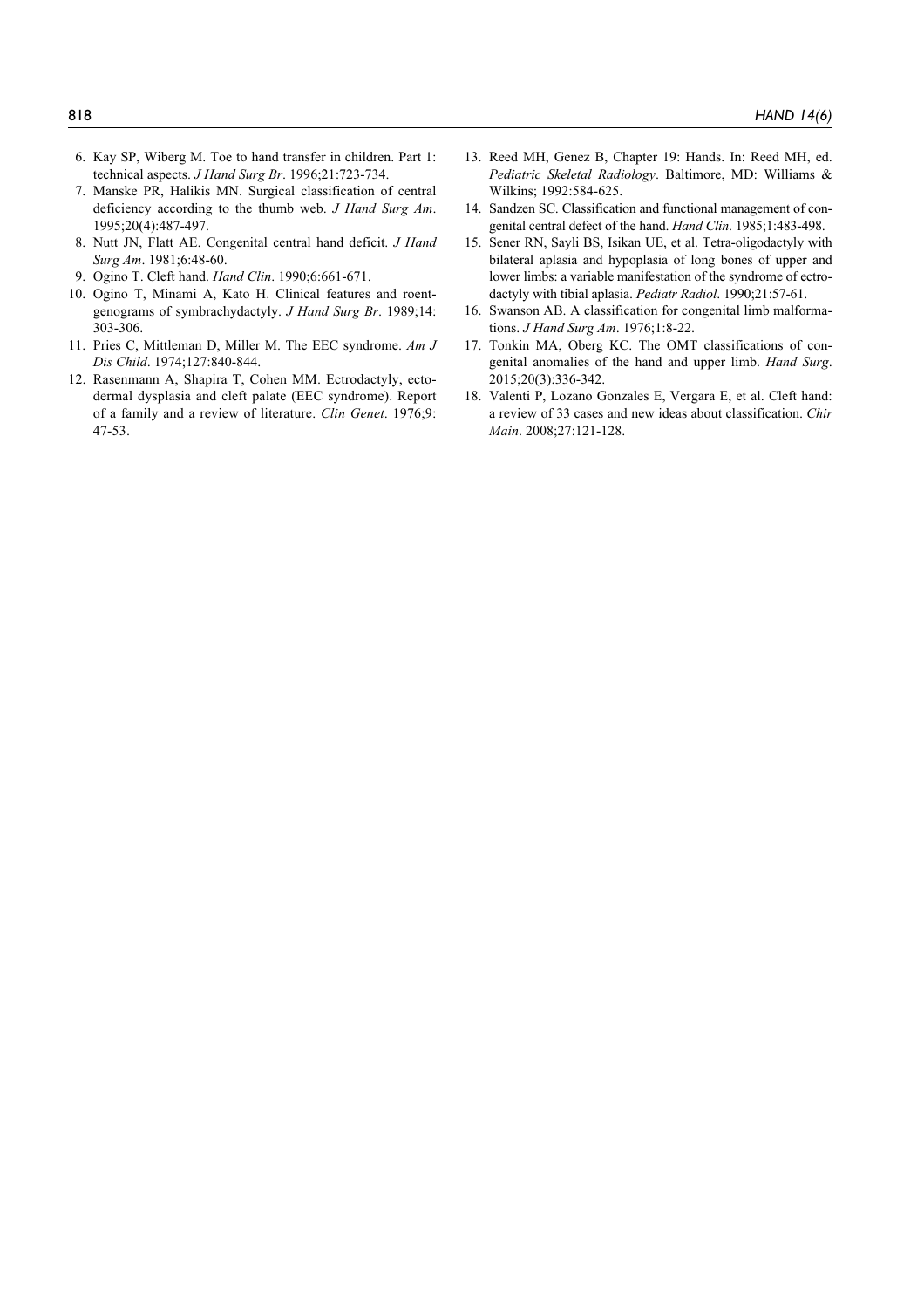6. Kay SP, Wiberg M. Toe to hand transfer in children. Part 1: technical aspects. *J Hand Surg Br*. 1996;21:723-734.
7. Manske PR, Halikis MN. Surgical classification of central deficiency according to the thumb web. *J Hand Surg Am*. 1995;20(4):487-497.
8. Nutt JN, Flatt AE. Congenital central hand deficit. *J Hand Surg Am*. 1981;6:48-60.
9. Ogino T. Cleft hand. *Hand Clin*. 1990;6:661-671.
10. Ogino T, Minami A, Kato H. Clinical features and roentgenograms of symbrachydactyly. *J Hand Surg Br*. 1989;14: 303-306.
11. Pries C, Mittleman D, Miller M. The EEC syndrome. *Am J Dis Child*. 1974;127:840-844.
12. Rasenmann A, Shapira T, Cohen MM. Ectrodactyly, ectodermal dysplasia and cleft palate (EEC syndrome). Report of a family and a review of literature. *Clin Genet*. 1976;9: 47-53.
13. Reed MH, Genez B, Chapter 19: Hands. In: Reed MH, ed. *Pediatric Skeletal Radiology*. Baltimore, MD: Williams & Wilkins; 1992:584-625.
14. Sandzen SC. Classification and functional management of congenital central defect of the hand. *Hand Clin*. 1985;1:483-498.
15. Sener RN, Sayli BS, Isikan UE, et al. Tetra-oligodactyly with bilateral aplasia and hypoplasia of long bones of upper and lower limbs: a variable manifestation of the syndrome of ectrodactyly with tibial aplasia. *Pediatr Radiol*. 1990;21:57-61.
16. Swanson AB. A classification for congenital limb malformations. *J Hand Surg Am*. 1976;1:8-22.
17. Tonkin MA, Oberg KC. The OMT classifications of congenital anomalies of the hand and upper limb. *Hand Surg*. 2015;20(3):336-342.
18. Valenti P, Lozano Gonzales E, Vergara E, et al. Cleft hand: a review of 33 cases and new ideas about classification. *Chir Main*. 2008;27:121-128.